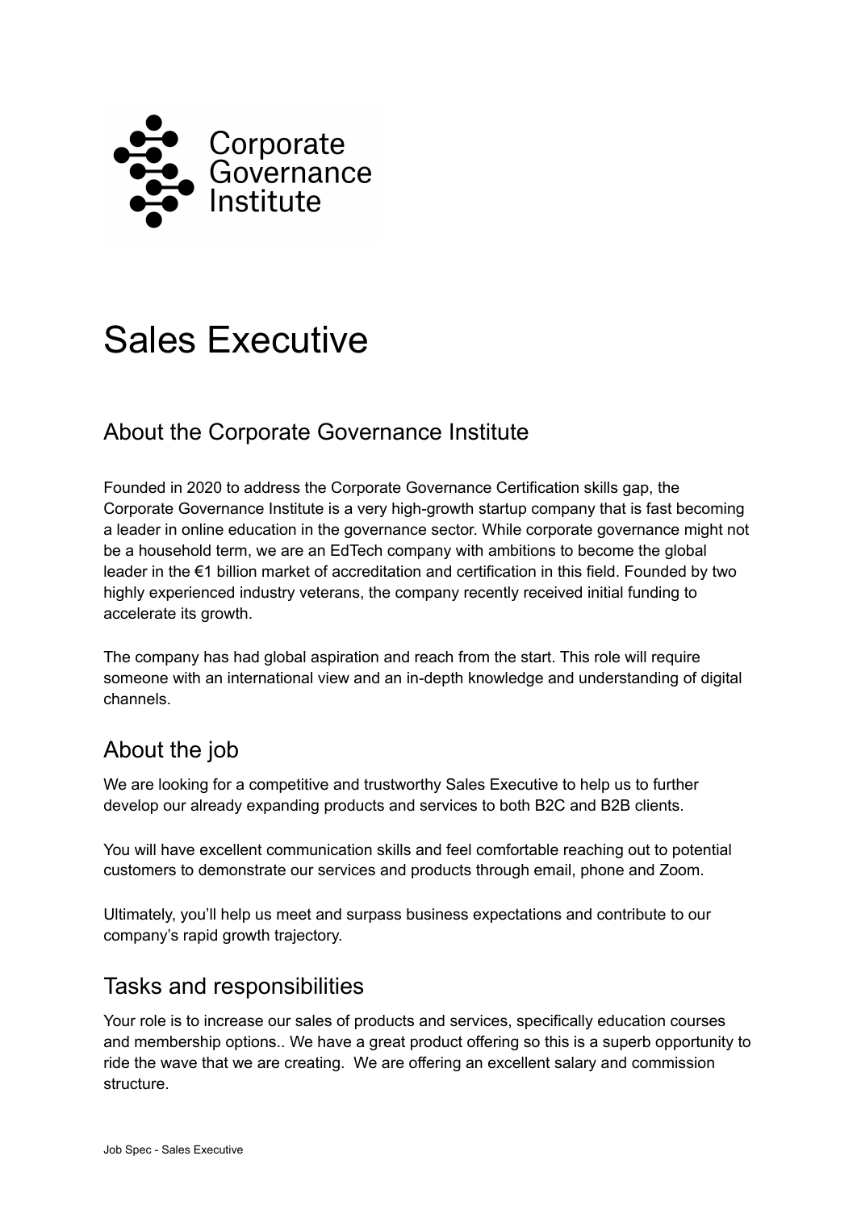Corporate Governance Institute

# Sales Executive

## About the Corporate Governance Institute

Founded in 2020 to address the Corporate Governance Certification skills gap, the Corporate Governance Institute is a very high-growth startup company that is fast becoming a leader in online education in the governance sector. While corporate governance might not be a household term, we are an EdTech company with ambitions to become the global leader in the €1 billion market of accreditation and certification in this field. Founded by two highly experienced industry veterans, the company recently received initial funding to accelerate its growth.

The company has had global aspiration and reach from the start. This role will require someone with an international view and an in-depth knowledge and understanding of digital channels.

## About the job

We are looking for a competitive and trustworthy Sales Executive to help us to further develop our already expanding products and services to both B2C and B2B clients.

You will have excellent communication skills and feel comfortable reaching out to potential customers to demonstrate our services and products through email, phone and Zoom.

Ultimately, you'll help us meet and surpass business expectations and contribute to our company's rapid growth trajectory.

## Tasks and responsibilities

Your role is to increase our sales of products and services, specifically education courses and membership options.. We have a great product offering so this is a superb opportunity to ride the wave that we are creating. We are offering an excellent salary and commission structure.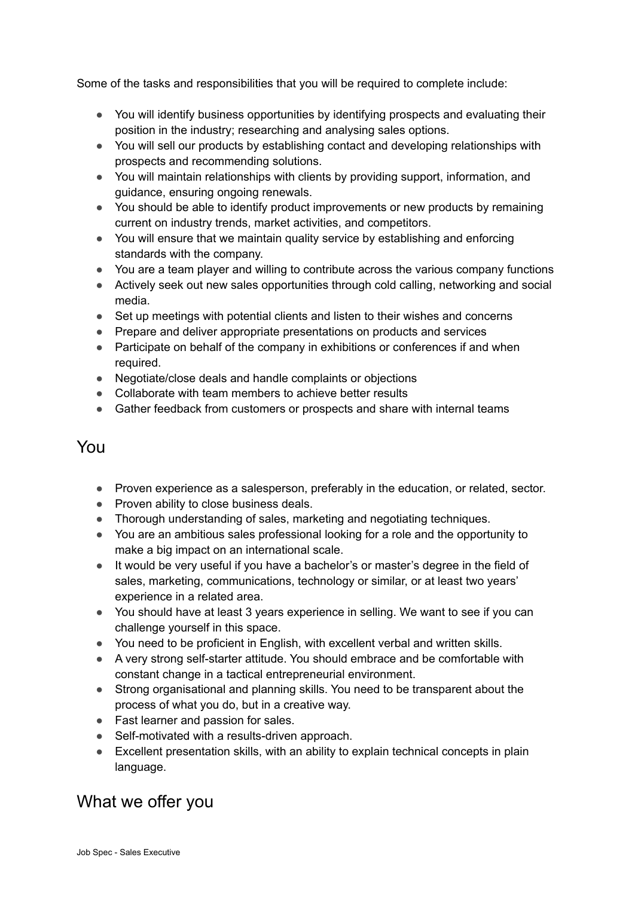Some of the tasks and responsibilities that you will be required to complete include:

- You will identify business opportunities by identifying prospects and evaluating their position in the industry; researching and analysing sales options.
- You will sell our products by establishing contact and developing relationships with prospects and recommending solutions.
- You will maintain relationships with clients by providing support, information, and guidance, ensuring ongoing renewals.
- You should be able to identify product improvements or new products by remaining current on industry trends, market activities, and competitors.
- You will ensure that we maintain quality service by establishing and enforcing standards with the company.
- You are a team player and willing to contribute across the various company functions
- Actively seek out new sales opportunities through cold calling, networking and social media.
- Set up meetings with potential clients and listen to their wishes and concerns
- Prepare and deliver appropriate presentations on products and services
- Participate on behalf of the company in exhibitions or conferences if and when required.
- Negotiate/close deals and handle complaints or objections
- Collaborate with team members to achieve better results
- Gather feedback from customers or prospects and share with internal teams

## You

- Proven experience as a salesperson, preferably in the education, or related, sector.
- Proven ability to close business deals.
- Thorough understanding of sales, marketing and negotiating techniques.
- You are an ambitious sales professional looking for a role and the opportunity to make a big impact on an international scale.
- It would be very useful if you have a bachelor's or master's degree in the field of sales, marketing, communications, technology or similar, or at least two years' experience in a related area.
- You should have at least 3 years experience in selling. We want to see if you can challenge yourself in this space.
- You need to be proficient in English, with excellent verbal and written skills.
- A very strong self-starter attitude. You should embrace and be comfortable with constant change in a tactical entrepreneurial environment.
- Strong organisational and planning skills. You need to be transparent about the process of what you do, but in a creative way.
- Fast learner and passion for sales.
- Self-motivated with a results-driven approach.
- Excellent presentation skills, with an ability to explain technical concepts in plain language.

## What we offer you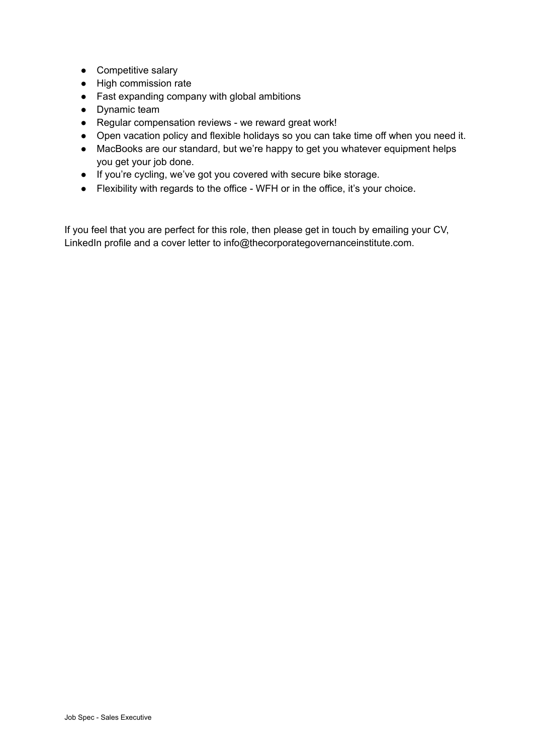- Competitive salary
- High commission rate
- Fast expanding company with global ambitions
- Dynamic team
- Regular compensation reviews - we reward great work!
- Open vacation policy and flexible holidays so you can take time off when you need it.
- MacBooks are our standard, but we're happy to get you whatever equipment helps you get your job done.
- If you're cycling, we've got you covered with secure bike storage.
- Flexibility with regards to the office - WFH or in the office, it's your choice.

If you feel that you are perfect for this role, then please get in touch by emailing your CV, LinkedIn profile and a cover letter to info@thecorporategovernanceinstitute.com.